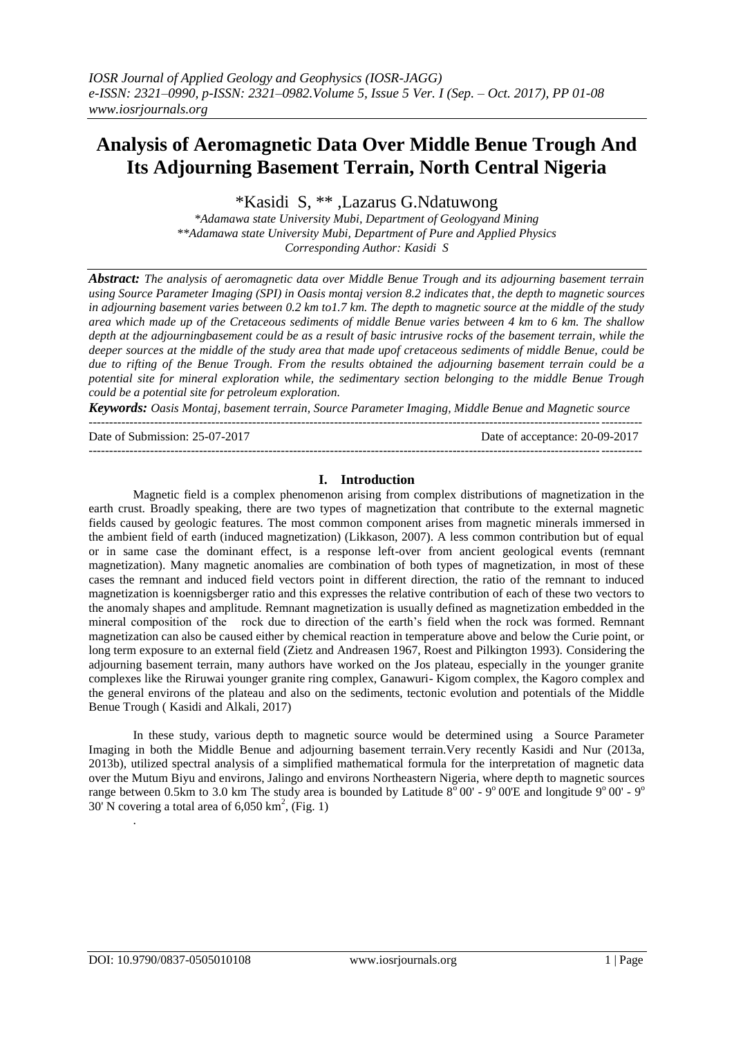# Analysis of Aeromagnetic Data Over Middle Benue Trough And Its Adjourning Basement Terrain, North Central Nigeria

*Kasidi S, ** ,Lazarus G.Ndatuwong

*\*Adamawa state University Mubi, Department of Geologyand Mining*
*\*\*Adamawa state University Mubi, Department of Pure and Applied Physics*
*Corresponding Author: Kasidi S*

***Abstract:*** *The analysis of aeromagnetic data over Middle Benue Trough and its adjourning basement terrain using Source Parameter Imaging (SPI) in Oasis montaj version 8.2 indicates that, the depth to magnetic sources in adjourning basement varies between 0.2 km to1.7 km. The depth to magnetic source at the middle of the study area which made up of the Cretaceous sediments of middle Benue varies between 4 km to 6 km. The shallow depth at the adjourningbasement could be as a result of basic intrusive rocks of the basement terrain, while the deeper sources at the middle of the study area that made upof cretaceous sediments of middle Benue, could be due to rifting of the Benue Trough. From the results obtained the adjourning basement terrain could be a potential site for mineral exploration while, the sedimentary section belonging to the middle Benue Trough could be a potential site for petroleum exploration.*

***Keywords:*** *Oasis Montaj, basement terrain, Source Parameter Imaging, Middle Benue and Magnetic source*

---

Date of Submission: 25-07-2017 | Date of acceptance: 20-09-2017

---

## I. Introduction

Magnetic field is a complex phenomenon arising from complex distributions of magnetization in the earth crust. Broadly speaking, there are two types of magnetization that contribute to the external magnetic fields caused by geologic features. The most common component arises from magnetic minerals immersed in the ambient field of earth (induced magnetization) (Likkason, 2007). A less common contribution but of equal or in same case the dominant effect, is a response left-over from ancient geological events (remnant magnetization). Many magnetic anomalies are combination of both types of magnetization, in most of these cases the remnant and induced field vectors point in different direction, the ratio of the remnant to induced magnetization is koennigsberger ratio and this expresses the relative contribution of each of these two vectors to the anomaly shapes and amplitude. Remnant magnetization is usually defined as magnetization embedded in the mineral composition of the rock due to direction of the earth's field when the rock was formed. Remnant magnetization can also be caused either by chemical reaction in temperature above and below the Curie point, or long term exposure to an external field (Zietz and Andreasen 1967, Roest and Pilkington 1993). Considering the adjourning basement terrain, many authors have worked on the Jos plateau, especially in the younger granite complexes like the Riruwai younger granite ring complex, Ganawuri- Kigom complex, the Kagoro complex and the general environs of the plateau and also on the sediments, tectonic evolution and potentials of the Middle Benue Trough ( Kasidi and Alkali, 2017)

In these study, various depth to magnetic source would be determined using a Source Parameter Imaging in both the Middle Benue and adjourning basement terrain.Very recently Kasidi and Nur (2013a, 2013b), utilized spectral analysis of a simplified mathematical formula for the interpretation of magnetic data over the Mutum Biyu and environs, Jalingo and environs Northeastern Nigeria, where depth to magnetic sources range between 0.5km to 3.0 km The study area is bounded by Latitude $8^{o}$ 00' - $9^{o}$ 00'E and longitude $9^{o}$ 00' - $9^{o}$ 30' N covering a total area of 6,050 $km^{2}$, (Fig. 1)

.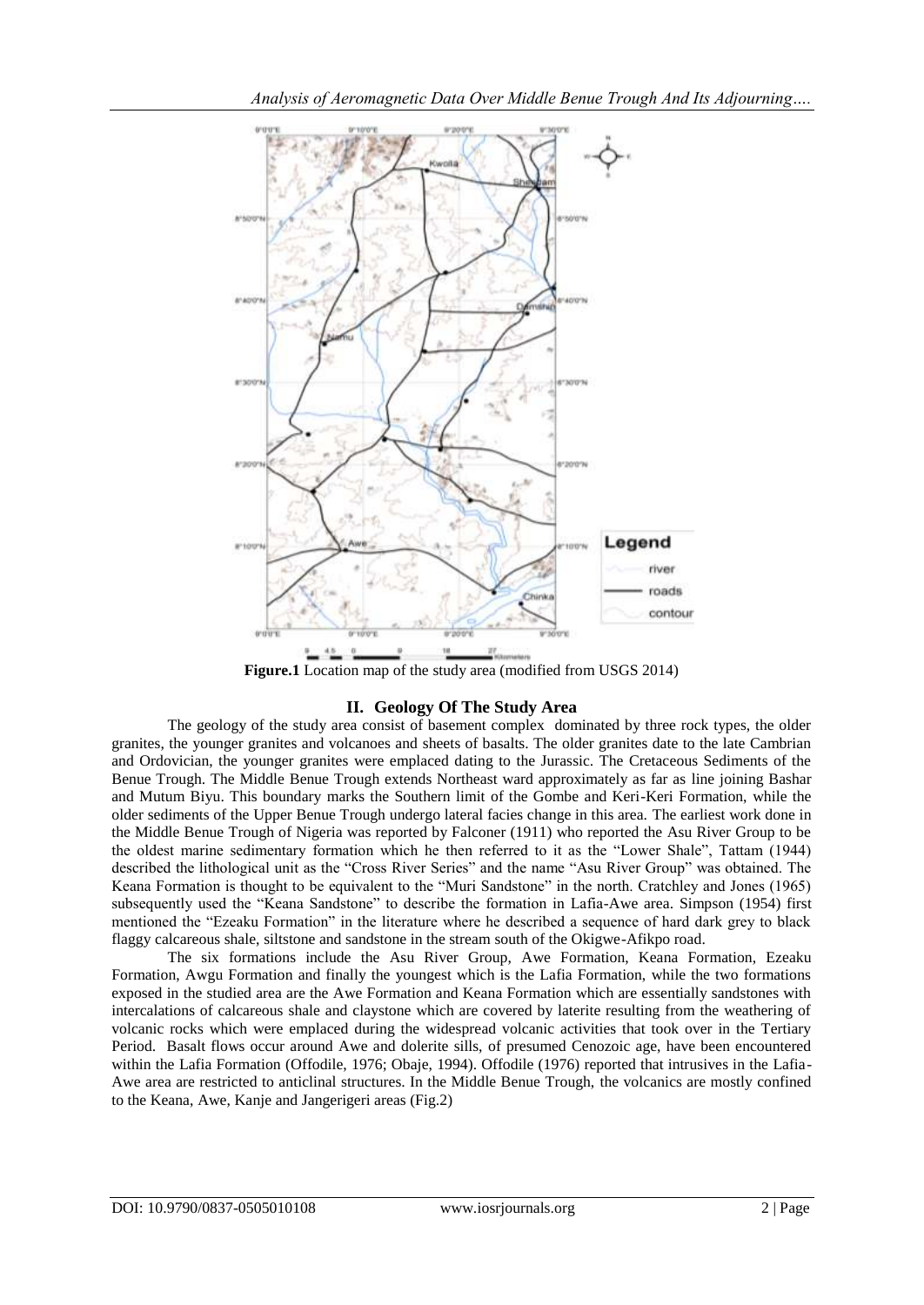**Figure.1** Location map of the study area (modified from USGS 2014)

## II. Geology Of The Study Area

The geology of the study area consist of basement complex dominated by three rock types, the older granites, the younger granites and volcanoes and sheets of basalts. The older granites date to the late Cambrian and Ordovician, the younger granites were emplaced dating to the Jurassic. The Cretaceous Sediments of the Benue Trough. The Middle Benue Trough extends Northeast ward approximately as far as line joining Bashar and Mutum Biyu. This boundary marks the Southern limit of the Gombe and Keri-Keri Formation, while the older sediments of the Upper Benue Trough undergo lateral facies change in this area. The earliest work done in the Middle Benue Trough of Nigeria was reported by Falconer (1911) who reported the Asu River Group to be the oldest marine sedimentary formation which he then referred to it as the "Lower Shale", Tattam (1944) described the lithological unit as the "Cross River Series" and the name "Asu River Group" was obtained. The Keana Formation is thought to be equivalent to the "Muri Sandstone" in the north. Cratchley and Jones (1965) subsequently used the "Keana Sandstone" to describe the formation in Lafia-Awe area. Simpson (1954) first mentioned the "Ezeaku Formation" in the literature where he described a sequence of hard dark grey to black flaggy calcareous shale, siltstone and sandstone in the stream south of the Okigwe-Afikpo road.

The six formations include the Asu River Group, Awe Formation, Keana Formation, Ezeaku Formation, Awgu Formation and finally the youngest which is the Lafia Formation, while the two formations exposed in the studied area are the Awe Formation and Keana Formation which are essentially sandstones with intercalations of calcareous shale and claystone which are covered by laterite resulting from the weathering of volcanic rocks which were emplaced during the widespread volcanic activities that took over in the Tertiary Period. Basalt flows occur around Awe and dolerite sills, of presumed Cenozoic age, have been encountered within the Lafia Formation (Offodile, 1976; Obaje, 1994). Offodile (1976) reported that intrusives in the Lafia-Awe area are restricted to anticlinal structures. In the Middle Benue Trough, the volcanics are mostly confined to the Keana, Awe, Kanje and Jangerigeri areas (Fig.2)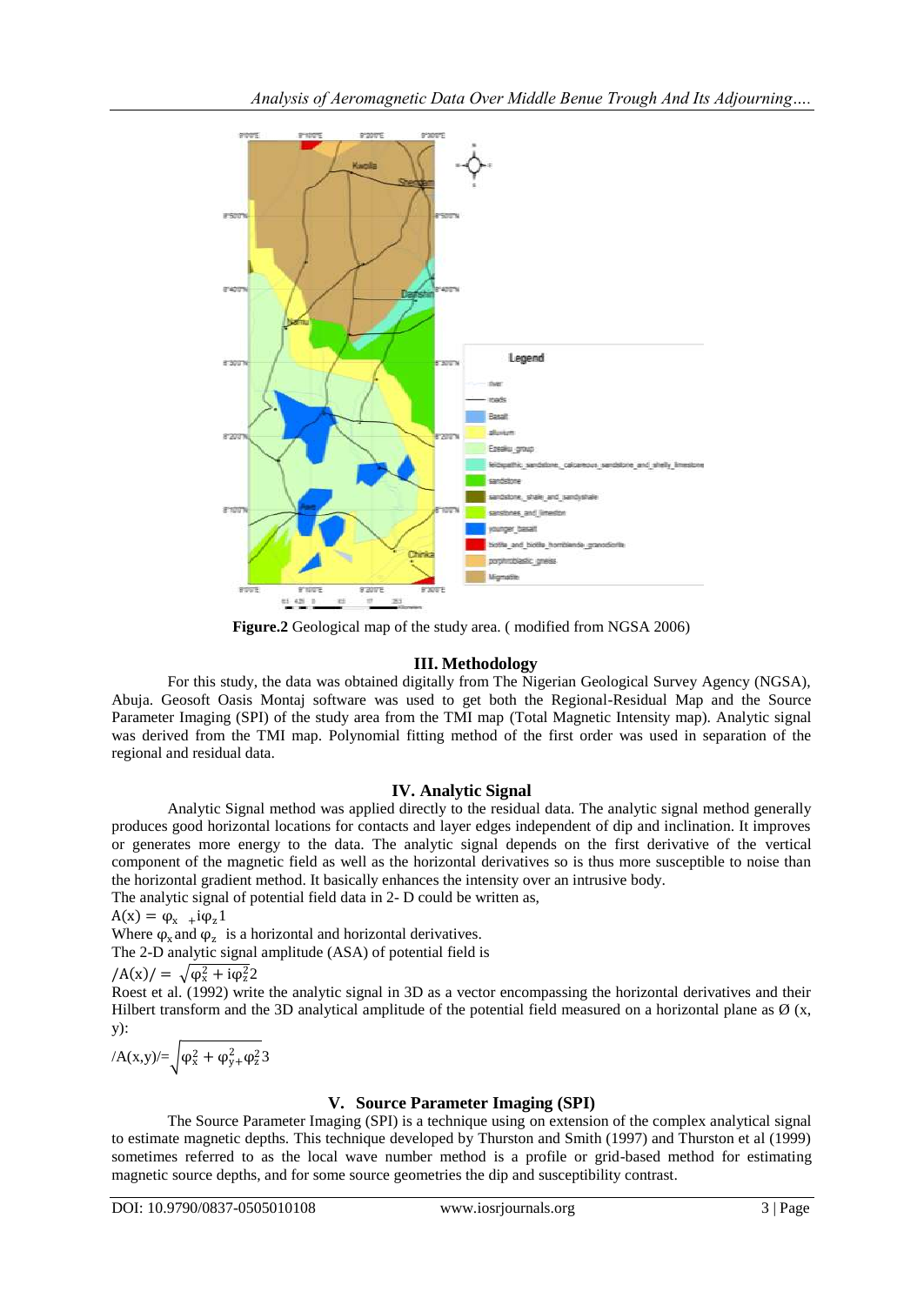**Figure.2** Geological map of the study area. ( modified from NGSA 2006)

## III. Methodology

For this study, the data was obtained digitally from The Nigerian Geological Survey Agency (NGSA), Abuja. Geosoft Oasis Montaj software was used to get both the Regional-Residual Map and the Source Parameter Imaging (SPI) of the study area from the TMI map (Total Magnetic Intensity map). Analytic signal was derived from the TMI map. Polynomial fitting method of the first order was used in separation of the regional and residual data.

## IV. Analytic Signal

Analytic Signal method was applied directly to the residual data. The analytic signal method generally produces good horizontal locations for contacts and layer edges independent of dip and inclination. It improves or generates more energy to the data. The analytic signal depends on the first derivative of the vertical component of the magnetic field as well as the horizontal derivatives so is thus more susceptible to noise than the horizontal gradient method. It basically enhances the intensity over an intrusive body.

The analytic signal of potential field data in 2- D could be written as,

$$A(x) = \varphi_x + i\varphi_z \quad 1$$

Where $\varphi_x$ and $\varphi_z$ is a horizontal and horizontal derivatives.

The 2-D analytic signal amplitude (ASA) of potential field is

$$/A(x)/ = \sqrt{\varphi_x^2 + i\varphi_z^2} \quad 2$$

Roest et al. (1992) write the analytic signal in 3D as a vector encompassing the horizontal derivatives and their Hilbert transform and the 3D analytical amplitude of the potential field measured on a horizontal plane as Ø (x, y):

$$/A(x,y)/= \sqrt{\varphi_x^2 + \varphi_y^2 + \varphi_z^2} \quad 3$$

## V. Source Parameter Imaging (SPI)

The Source Parameter Imaging (SPI) is a technique using on extension of the complex analytical signal to estimate magnetic depths. This technique developed by Thurston and Smith (1997) and Thurston et al (1999) sometimes referred to as the local wave number method is a profile or grid-based method for estimating magnetic source depths, and for some source geometries the dip and susceptibility contrast.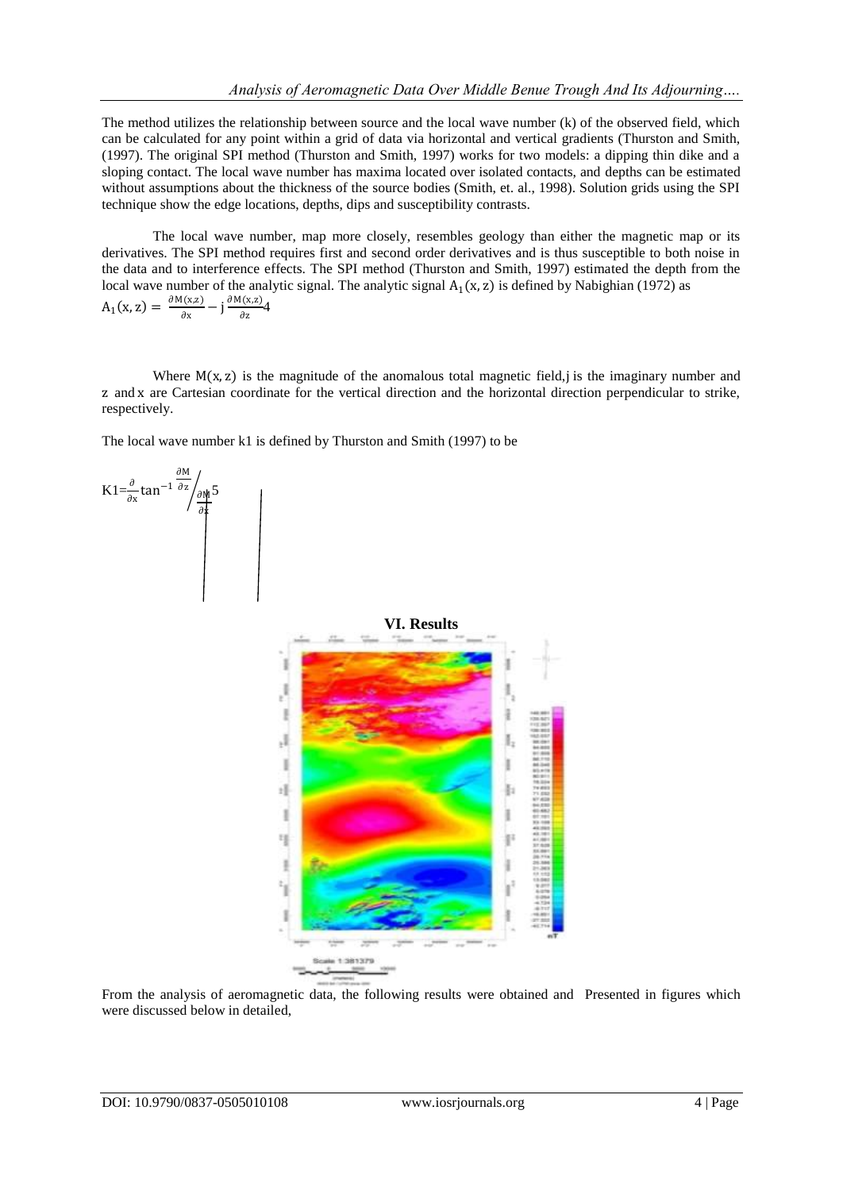The method utilizes the relationship between source and the local wave number (k) of the observed field, which can be calculated for any point within a grid of data via horizontal and vertical gradients (Thurston and Smith, (1997). The original SPI method (Thurston and Smith, 1997) works for two models: a dipping thin dike and a sloping contact. The local wave number has maxima located over isolated contacts, and depths can be estimated without assumptions about the thickness of the source bodies (Smith, et. al., 1998). Solution grids using the SPI technique show the edge locations, depths, dips and susceptibility contrasts.

The local wave number, map more closely, resembles geology than either the magnetic map or its derivatives. The SPI method requires first and second order derivatives and is thus susceptible to both noise in the data and to interference effects. The SPI method (Thurston and Smith, 1997) estimated the depth from the local wave number of the analytic signal. The analytic signal $A_1(x, z)$ is defined by Nabighian (1972) as

$$A_1(x, z) = \frac{\partial M(x,z)}{\partial x} - j\frac{\partial M(x,z)}{\partial z} \quad 4$$

Where $M(x, z)$ is the magnitude of the anomalous total magnetic field, j is the imaginary number and z and x are Cartesian coordinate for the vertical direction and the horizontal direction perpendicular to strike, respectively.

The local wave number k1 is defined by Thurston and Smith (1997) to be

$$K1 = \frac{\partial}{\partial x}\tan^{-1}\frac{\partial M}{\partial z} \Big/ \frac{\partial M}{\partial x} \quad 5$$

## VI. Results

From the analysis of aeromagnetic data, the following results were obtained and Presented in figures which were discussed below in detailed,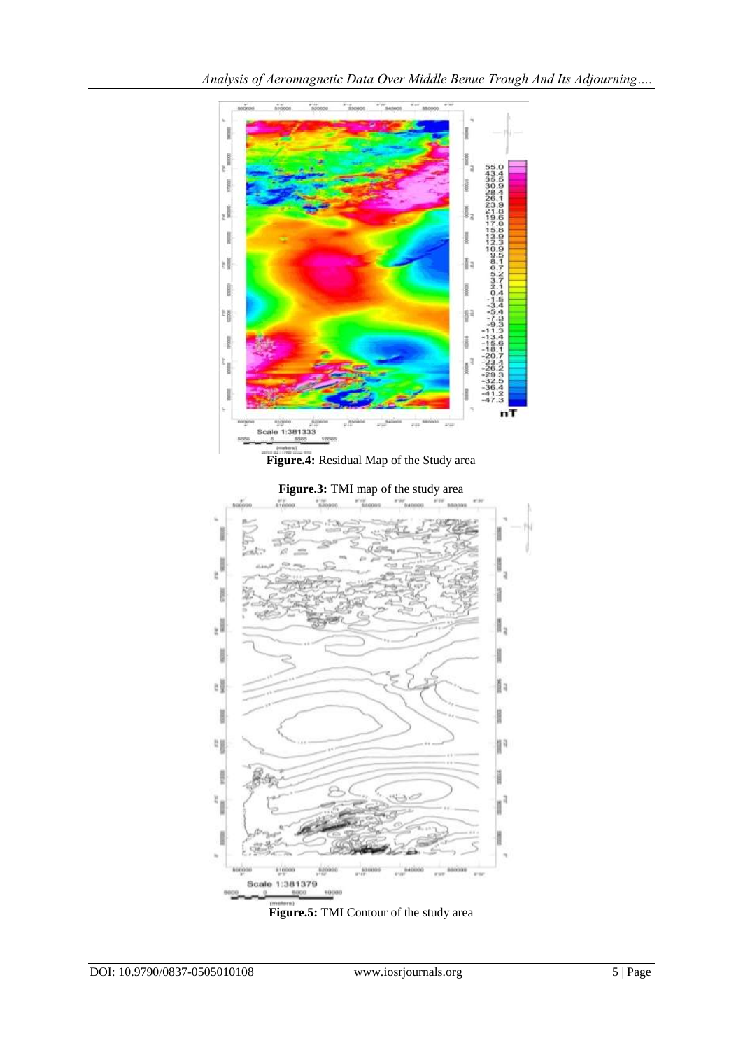**Figure.4:** Residual Map of the Study area

**Figure.3:** TMI map of the study area

**Figure.5:** TMI Contour of the study area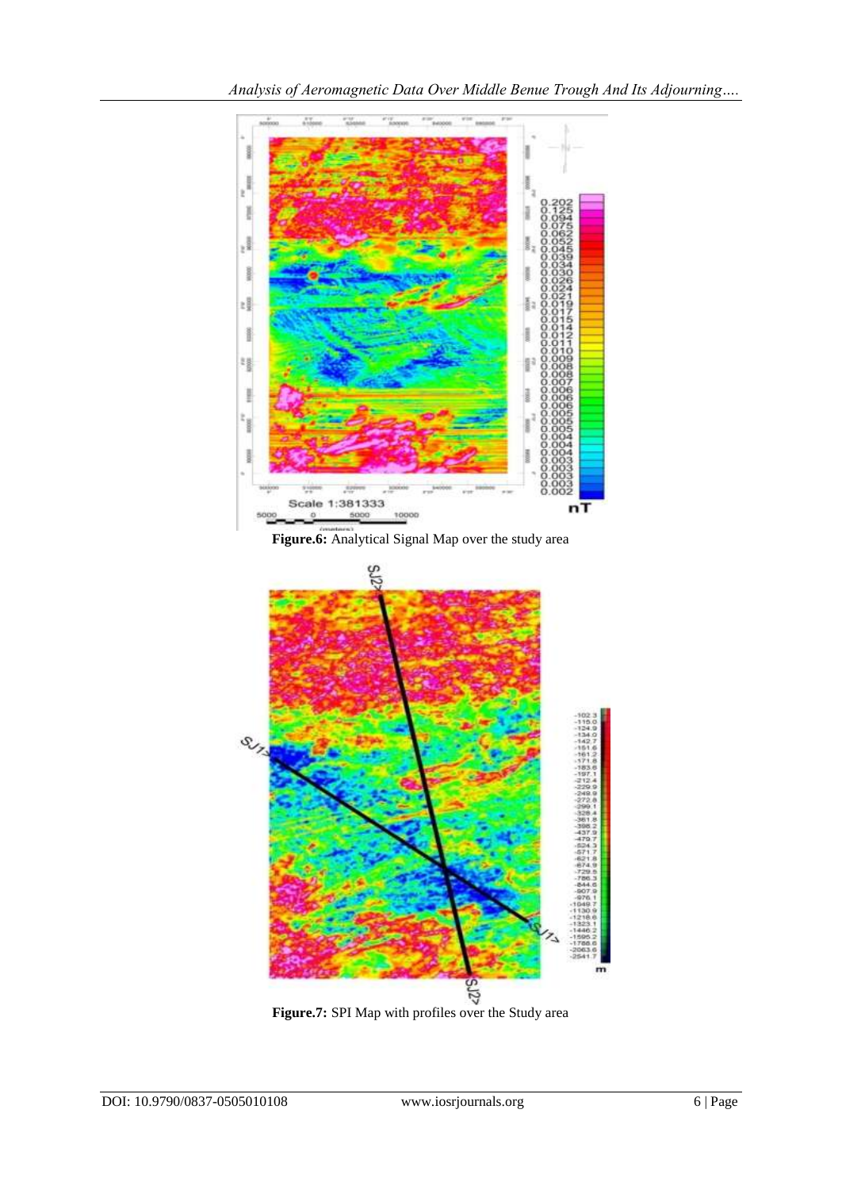**Figure.6:** Analytical Signal Map over the study area

**Figure.7:** SPI Map with profiles over the Study area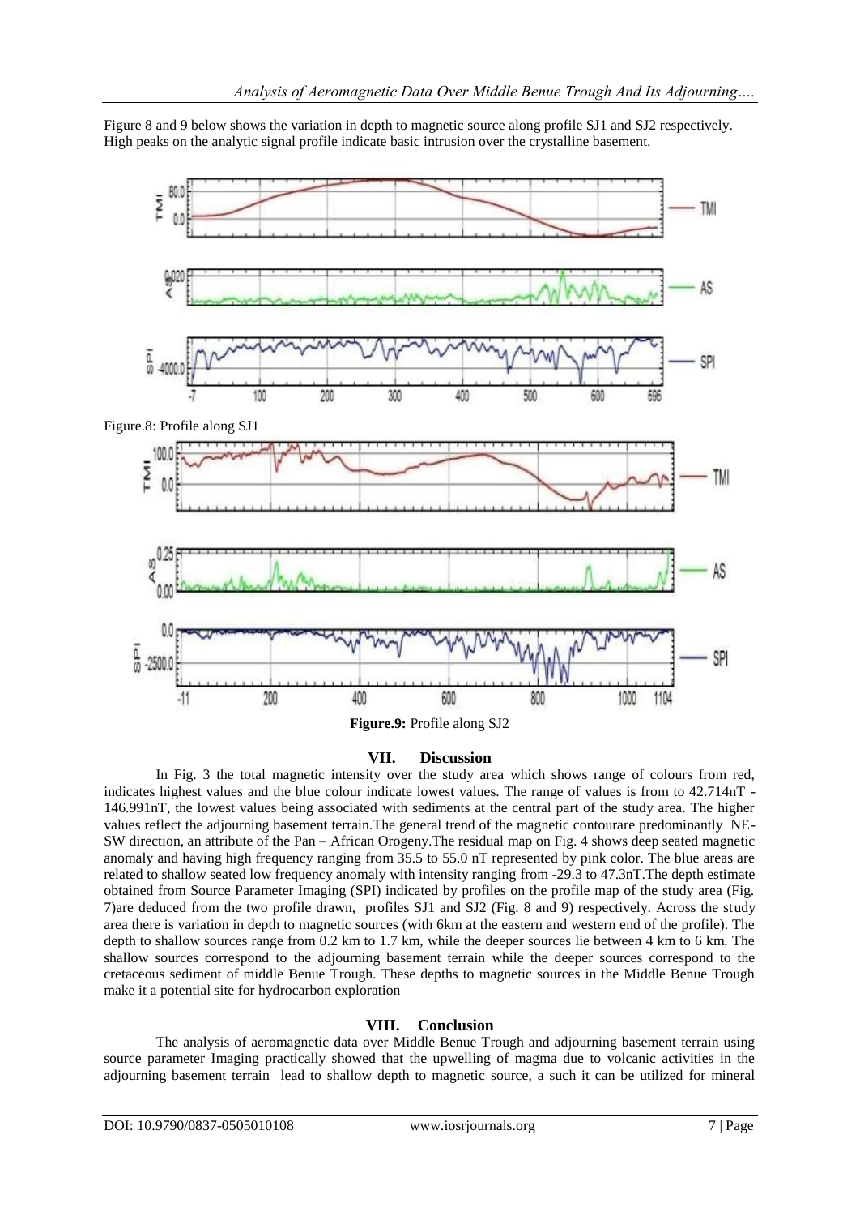Figure 8 and 9 below shows the variation in depth to magnetic source along profile SJ1 and SJ2 respectively. High peaks on the analytic signal profile indicate basic intrusion over the crystalline basement.

Figure.8: Profile along SJ1

**Figure.9:** Profile along SJ2

## VII. Discussion

In Fig. 3 the total magnetic intensity over the study area which shows range of colours from red, indicates highest values and the blue colour indicate lowest values. The range of values is from to 42.714nT - 146.991nT, the lowest values being associated with sediments at the central part of the study area. The higher values reflect the adjourning basement terrain.The general trend of the magnetic contourare predominantly NE-SW direction, an attribute of the Pan – African Orogeny.The residual map on Fig. 4 shows deep seated magnetic anomaly and having high frequency ranging from 35.5 to 55.0 nT represented by pink color. The blue areas are related to shallow seated low frequency anomaly with intensity ranging from -29.3 to 47.3nT.The depth estimate obtained from Source Parameter Imaging (SPI) indicated by profiles on the profile map of the study area (Fig. 7)are deduced from the two profile drawn, profiles SJ1 and SJ2 (Fig. 8 and 9) respectively. Across the study area there is variation in depth to magnetic sources (with 6km at the eastern and western end of the profile). The depth to shallow sources range from 0.2 km to 1.7 km, while the deeper sources lie between 4 km to 6 km. The shallow sources correspond to the adjourning basement terrain while the deeper sources correspond to the cretaceous sediment of middle Benue Trough. These depths to magnetic sources in the Middle Benue Trough make it a potential site for hydrocarbon exploration

## VIII. Conclusion

The analysis of aeromagnetic data over Middle Benue Trough and adjourning basement terrain using source parameter Imaging practically showed that the upwelling of magma due to volcanic activities in the adjourning basement terrain lead to shallow depth to magnetic source, a such it can be utilized for mineral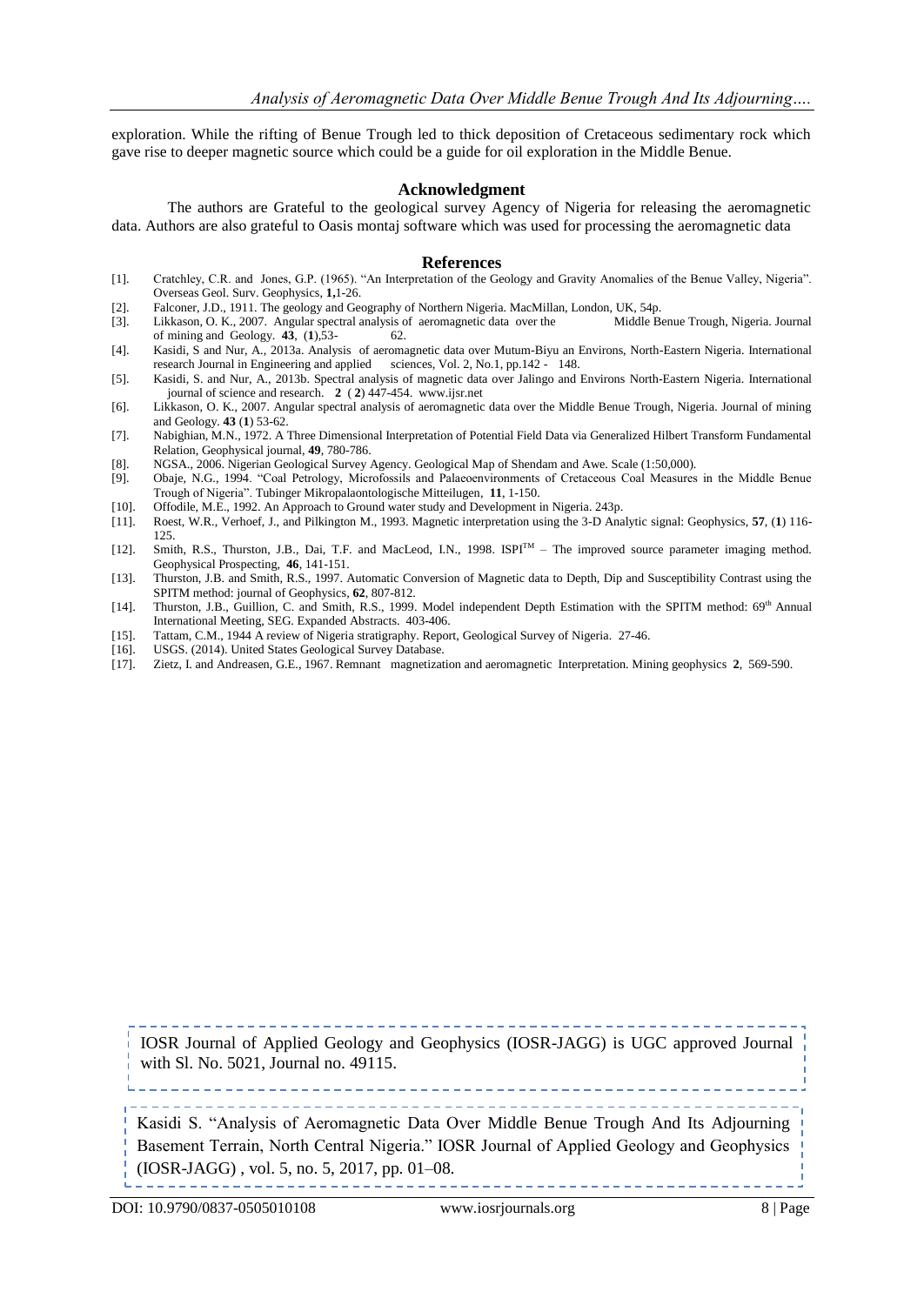exploration. While the rifting of Benue Trough led to thick deposition of Cretaceous sedimentary rock which gave rise to deeper magnetic source which could be a guide for oil exploration in the Middle Benue.

## Acknowledgment

The authors are Grateful to the geological survey Agency of Nigeria for releasing the aeromagnetic data. Authors are also grateful to Oasis montaj software which was used for processing the aeromagnetic data

## References

[1]. Cratchley, C.R. and Jones, G.P. (1965). "An Interpretation of the Geology and Gravity Anomalies of the Benue Valley, Nigeria". Overseas Geol. Surv. Geophysics, **1,**1-26.

[2]. Falconer, J.D., 1911. The geology and Geography of Northern Nigeria. MacMillan, London, UK, 54p.

[3]. Likkason, O. K., 2007. Angular spectral analysis of aeromagnetic data over the Middle Benue Trough, Nigeria. Journal of mining and Geology. **43**, (**1**),53- 62.

[4]. Kasidi, S and Nur, A., 2013a. Analysis of aeromagnetic data over Mutum-Biyu an Environs, North-Eastern Nigeria. International research Journal in Engineering and applied sciences, Vol. 2, No.1, pp.142 - 148.

[5]. Kasidi, S. and Nur, A., 2013b. Spectral analysis of magnetic data over Jalingo and Environs North-Eastern Nigeria. International journal of science and research. **2** ( **2**) 447-454. www.ijsr.net

[6]. Likkason, O. K., 2007. Angular spectral analysis of aeromagnetic data over the Middle Benue Trough, Nigeria. Journal of mining and Geology. **43** (**1**) 53-62.

[7]. Nabighian, M.N., 1972. A Three Dimensional Interpretation of Potential Field Data via Generalized Hilbert Transform Fundamental Relation, Geophysical journal, **49**, 780-786.

[8]. NGSA., 2006. Nigerian Geological Survey Agency. Geological Map of Shendam and Awe. Scale (1:50,000).

[9]. Obaje, N.G., 1994. "Coal Petrology, Microfossils and Palaeoenvironments of Cretaceous Coal Measures in the Middle Benue Trough of Nigeria". Tubinger Mikropalaontologische Mitteilugen, **11**, 1-150.

[10]. Offodile, M.E., 1992. An Approach to Ground water study and Development in Nigeria. 243p.

[11]. Roest, W.R., Verhoef, J., and Pilkington M., 1993. Magnetic interpretation using the 3-D Analytic signal: Geophysics, **57**, (**1**) 116-125.

[12]. Smith, R.S., Thurston, J.B., Dai, T.F. and MacLeod, I.N., 1998. ISPI™ – The improved source parameter imaging method. Geophysical Prospecting, **46**, 141-151.

[13]. Thurston, J.B. and Smith, R.S., 1997. Automatic Conversion of Magnetic data to Depth, Dip and Susceptibility Contrast using the SPITM method: journal of Geophysics, **62**, 807-812.

[14]. Thurston, J.B., Guillion, C. and Smith, R.S., 1999. Model independent Depth Estimation with the SPITM method: 69th Annual International Meeting, SEG. Expanded Abstracts. 403-406.

[15]. Tattam, C.M., 1944 A review of Nigeria stratigraphy. Report, Geological Survey of Nigeria. 27-46.

[16]. USGS. (2014). United States Geological Survey Database.

[17]. Zietz, I. and Andreasen, G.E., 1967. Remnant magnetization and aeromagnetic Interpretation. Mining geophysics **2**, 569-590.

IOSR Journal of Applied Geology and Geophysics (IOSR-JAGG) is UGC approved Journal with Sl. No. 5021, Journal no. 49115.

Kasidi S. "Analysis of Aeromagnetic Data Over Middle Benue Trough And Its Adjourning Basement Terrain, North Central Nigeria." IOSR Journal of Applied Geology and Geophysics (IOSR-JAGG) , vol. 5, no. 5, 2017, pp. 01–08.